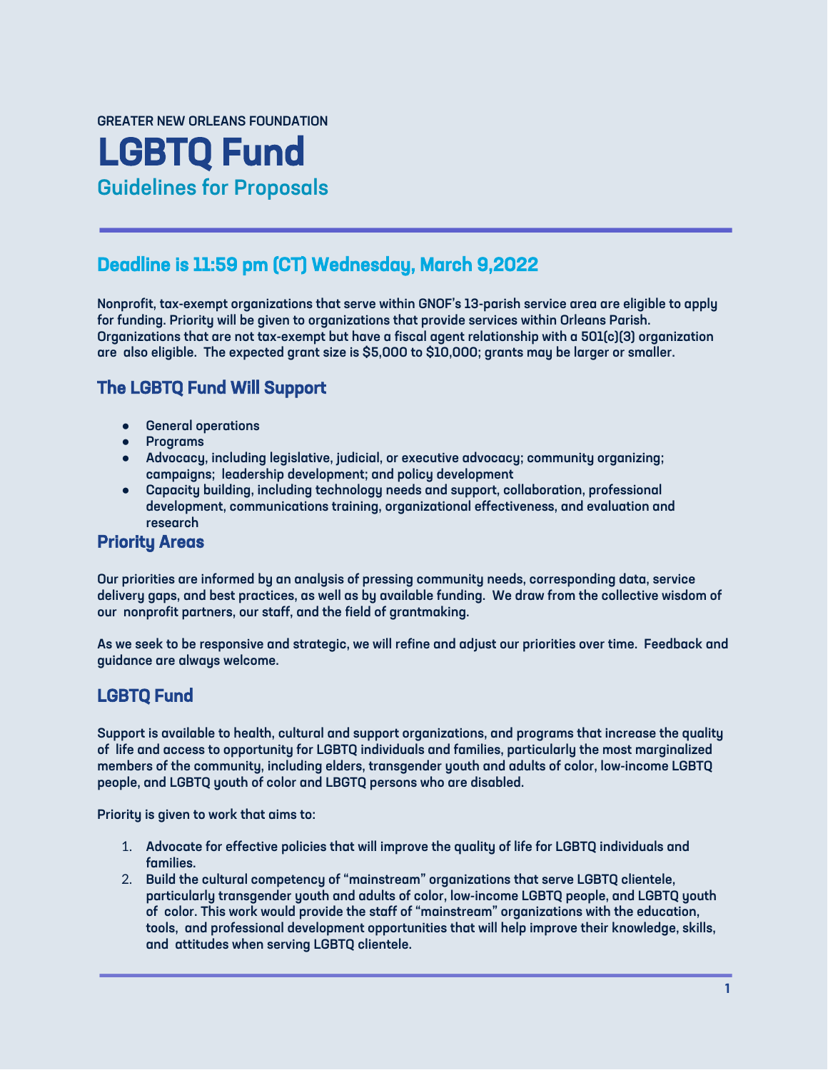GREATER NEW ORLEANS FOUNDATION

# LGBTQ Fund

## Guidelines for Proposals

## Deadline is 11:59 pm (CT) Wednesday, March 9,2022

Nonprofit, tax-exempt organizations that serve within GNOF's 13-parish service area are eligible to apply for funding. Priority will be given to organizations that provide services within Orleans Parish. Organizations that are not tax-exempt but have a fiscal agent relationship with a 501(c)(3) organization are also eligible. The expected grant size is $5,000 to $10,000; grants may be larger or smaller.

### The LGBTQ Fund Will Support

- General operations
- Programs
- Advocacy, including legislative, judicial, or executive advocacy; community organizing; campaigns; leadership development; and policy development
- Capacity building, including technology needs and support, collaboration, professional development, communications training, organizational effectiveness, and evaluation and research

### Priority Areas

Our priorities are informed by an analysis of pressing community needs, corresponding data, service delivery gaps, and best practices, as well as by available funding. We draw from the collective wisdom of our nonprofit partners, our staff, and the field of grantmaking.

As we seek to be responsive and strategic, we will refine and adjust our priorities over time. Feedback and guidance are always welcome.

### LGBTQ Fund

Support is available to health, cultural and support organizations, and programs that increase the quality of life and access to opportunity for LGBTQ individuals and families, particularly the most marginalized members of the community, including elders, transgender youth and adults of color, low-income LGBTQ people, and LGBTQ youth of color and LBGTQ persons who are disabled.

Priority is given to work that aims to:

1. Advocate for effective policies that will improve the quality of life for LGBTQ individuals and families.
2. Build the cultural competency of "mainstream" organizations that serve LGBTQ clientele, particularly transgender youth and adults of color, low-income LGBTQ people, and LGBTQ youth of color. This work would provide the staff of "mainstream" organizations with the education, tools, and professional development opportunities that will help improve their knowledge, skills, and attitudes when serving LGBTQ clientele.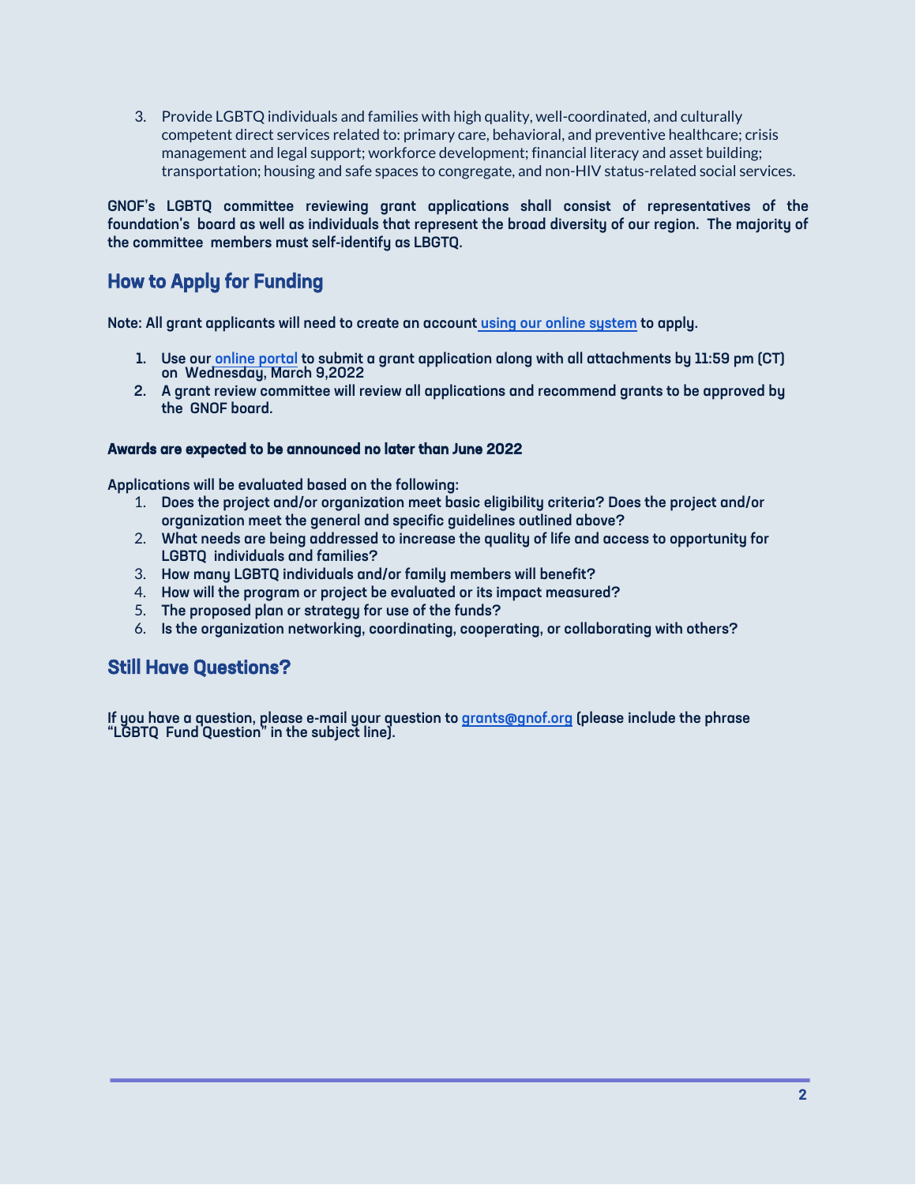3. Provide LGBTQ individuals and families with high quality, well-coordinated, and culturally competent direct services related to: primary care, behavioral, and preventive healthcare; crisis management and legal support; workforce development; financial literacy and asset building; transportation; housing and safe spaces to congregate, and non-HIV status-related social services.

**GNOF's LGBTQ committee reviewing grant applications shall consist of representatives of the foundation's board as well as individuals that represent the broad diversity of our region. The majority of the committee members must self-identify as LBGTQ.**

## How to Apply for Funding

**Note: All grant applicants will need to create an account using our online system to apply.**

1. **Use our online portal to submit a grant application along with all attachments by 11:59 pm (CT) on Wednesday, March 9,2022**
2. **A grant review committee will review all applications and recommend grants to be approved by the GNOF board.**

**Awards are expected to be announced no later than June 2022**

**Applications will be evaluated based on the following:**

1. **Does the project and/or organization meet basic eligibility criteria? Does the project and/or organization meet the general and specific guidelines outlined above?**
2. **What needs are being addressed to increase the quality of life and access to opportunity for LGBTQ individuals and families?**
3. **How many LGBTQ individuals and/or family members will benefit?**
4. **How will the program or project be evaluated or its impact measured?**
5. **The proposed plan or strategy for use of the funds?**
6. **Is the organization networking, coordinating, cooperating, or collaborating with others?**

## Still Have Questions?

**If you have a question, please e-mail your question to grants@gnof.org (please include the phrase "LGBTQ Fund Question" in the subject line).**